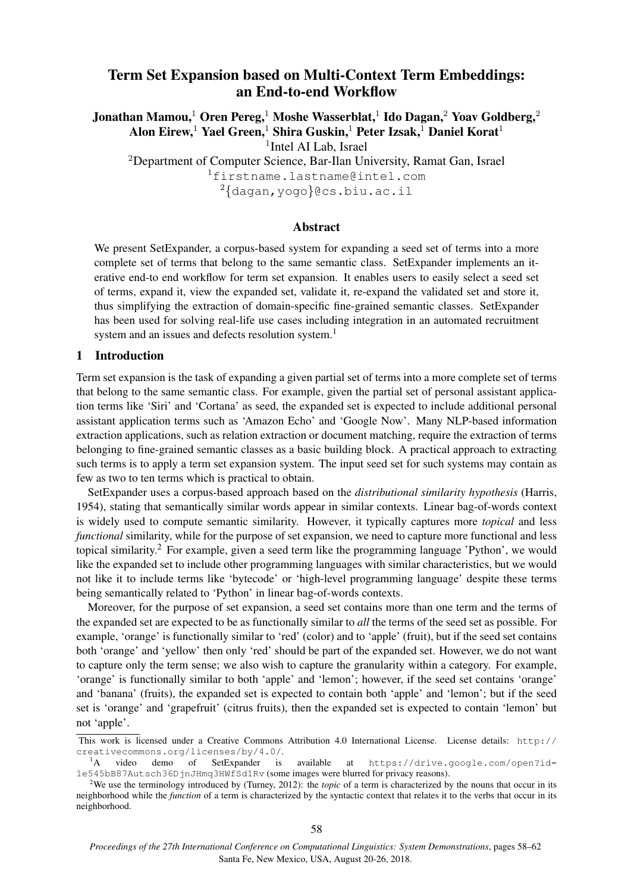# Term Set Expansion based on Multi-Context Term Embeddings: an End-to-end Workflow

**Jonathan Mamou,[1] Oren Pereg,[1] Moshe Wasserblat,[1] Ido Dagan,[2] Yoav Goldberg,[2] Alon Eirew,[1] Yael Green,[1] Shira Guskin,[1] Peter Izsak,[1] Daniel Korat[1]**

[1]Intel AI Lab, Israel

[2]Department of Computer Science, Bar-Ilan University, Ramat Gan, Israel

[1]firstname.lastname@intel.com

[2]{dagan,yogo}@cs.biu.ac.il

## Abstract

We present SetExpander, a corpus-based system for expanding a seed set of terms into a more complete set of terms that belong to the same semantic class. SetExpander implements an iterative end-to end workflow for term set expansion. It enables users to easily select a seed set of terms, expand it, view the expanded set, validate it, re-expand the validated set and store it, thus simplifying the extraction of domain-specific fine-grained semantic classes. SetExpander has been used for solving real-life use cases including integration in an automated recruitment system and an issues and defects resolution system.[1]

## 1 Introduction

Term set expansion is the task of expanding a given partial set of terms into a more complete set of terms that belong to the same semantic class. For example, given the partial set of personal assistant application terms like 'Siri' and 'Cortana' as seed, the expanded set is expected to include additional personal assistant application terms such as 'Amazon Echo' and 'Google Now'. Many NLP-based information extraction applications, such as relation extraction or document matching, require the extraction of terms belonging to fine-grained semantic classes as a basic building block. A practical approach to extracting such terms is to apply a term set expansion system. The input seed set for such systems may contain as few as two to ten terms which is practical to obtain.

SetExpander uses a corpus-based approach based on the *distributional similarity hypothesis* (Harris, 1954), stating that semantically similar words appear in similar contexts. Linear bag-of-words context is widely used to compute semantic similarity. However, it typically captures more *topical* and less *functional* similarity, while for the purpose of set expansion, we need to capture more functional and less topical similarity.[2] For example, given a seed term like the programming language 'Python', we would like the expanded set to include other programming languages with similar characteristics, but we would not like it to include terms like 'bytecode' or 'high-level programming language' despite these terms being semantically related to 'Python' in linear bag-of-words contexts.

Moreover, for the purpose of set expansion, a seed set contains more than one term and the terms of the expanded set are expected to be as functionally similar to *all* the terms of the seed set as possible. For example, 'orange' is functionally similar to 'red' (color) and to 'apple' (fruit), but if the seed set contains both 'orange' and 'yellow' then only 'red' should be part of the expanded set. However, we do not want to capture only the term sense; we also wish to capture the granularity within a category. For example, 'orange' is functionally similar to both 'apple' and 'lemon'; however, if the seed set contains 'orange' and 'banana' (fruits), the expanded set is expected to contain both 'apple' and 'lemon'; but if the seed set is 'orange' and 'grapefruit' (citrus fruits), then the expanded set is expected to contain 'lemon' but not 'apple'.

This work is licensed under a Creative Commons Attribution 4.0 International License. License details: http://creativecommons.org/licenses/by/4.0/.

[1]A video demo of SetExpander is available at https://drive.google.com/open?id=1e545bB87Autsch36DjnJHmq3HWfSd1Rv (some images were blurred for privacy reasons).

[2]We use the terminology introduced by (Turney, 2012): the *topic* of a term is characterized by the nouns that occur in its neighborhood while the *function* of a term is characterized by the syntactic context that relates it to the verbs that occur in its neighborhood.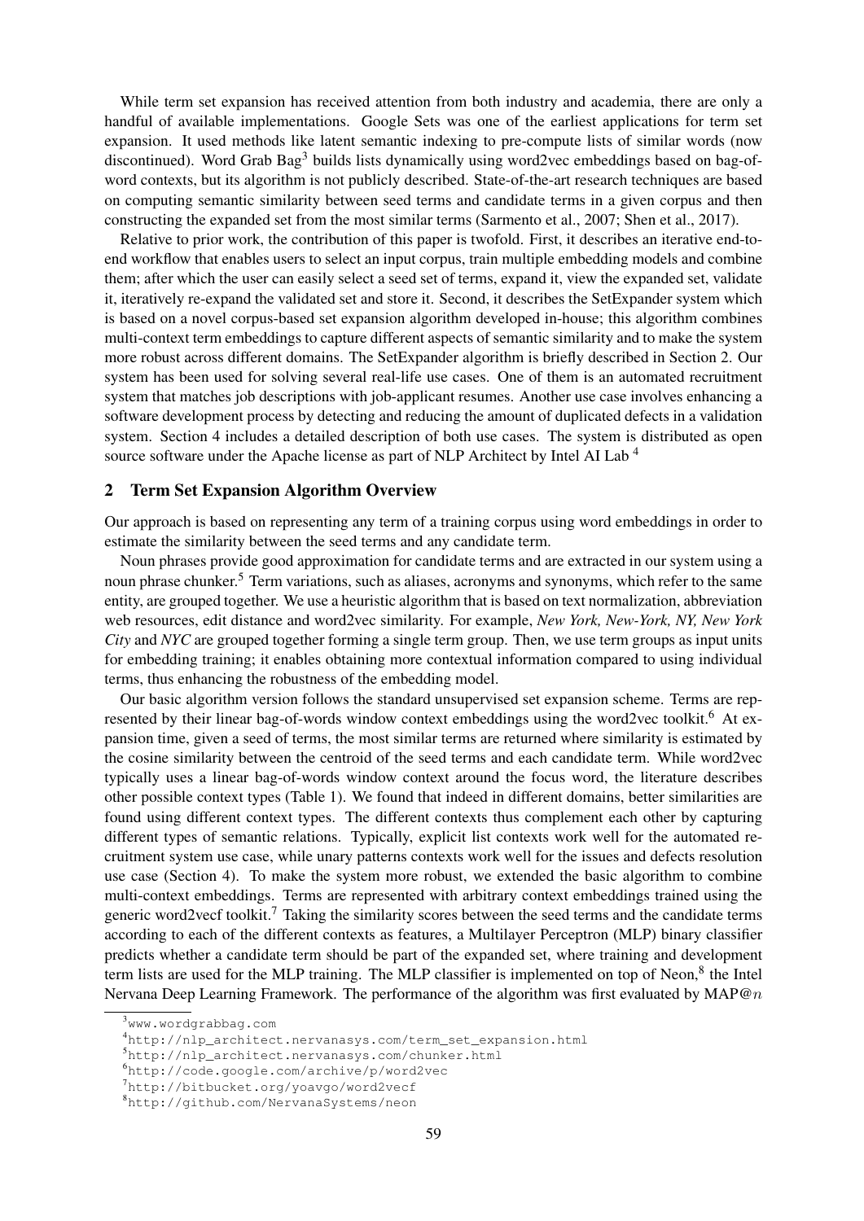While term set expansion has received attention from both industry and academia, there are only a handful of available implementations. Google Sets was one of the earliest applications for term set expansion. It used methods like latent semantic indexing to pre-compute lists of similar words (now discontinued). Word Grab Bag[3] builds lists dynamically using word2vec embeddings based on bag-of-word contexts, but its algorithm is not publicly described. State-of-the-art research techniques are based on computing semantic similarity between seed terms and candidate terms in a given corpus and then constructing the expanded set from the most similar terms (Sarmento et al., 2007; Shen et al., 2017).

Relative to prior work, the contribution of this paper is twofold. First, it describes an iterative end-to-end workflow that enables users to select an input corpus, train multiple embedding models and combine them; after which the user can easily select a seed set of terms, expand it, view the expanded set, validate it, iteratively re-expand the validated set and store it. Second, it describes the SetExpander system which is based on a novel corpus-based set expansion algorithm developed in-house; this algorithm combines multi-context term embeddings to capture different aspects of semantic similarity and to make the system more robust across different domains. The SetExpander algorithm is briefly described in Section 2. Our system has been used for solving several real-life use cases. One of them is an automated recruitment system that matches job descriptions with job-applicant resumes. Another use case involves enhancing a software development process by detecting and reducing the amount of duplicated defects in a validation system. Section 4 includes a detailed description of both use cases. The system is distributed as open source software under the Apache license as part of NLP Architect by Intel AI Lab [4]

## 2 Term Set Expansion Algorithm Overview

Our approach is based on representing any term of a training corpus using word embeddings in order to estimate the similarity between the seed terms and any candidate term.

Noun phrases provide good approximation for candidate terms and are extracted in our system using a noun phrase chunker.[5] Term variations, such as aliases, acronyms and synonyms, which refer to the same entity, are grouped together. We use a heuristic algorithm that is based on text normalization, abbreviation web resources, edit distance and word2vec similarity. For example, *New York, New-York, NY, New York City* and *NYC* are grouped together forming a single term group. Then, we use term groups as input units for embedding training; it enables obtaining more contextual information compared to using individual terms, thus enhancing the robustness of the embedding model.

Our basic algorithm version follows the standard unsupervised set expansion scheme. Terms are represented by their linear bag-of-words window context embeddings using the word2vec toolkit.[6] At expansion time, given a seed of terms, the most similar terms are returned where similarity is estimated by the cosine similarity between the centroid of the seed terms and each candidate term. While word2vec typically uses a linear bag-of-words window context around the focus word, the literature describes other possible context types (Table 1). We found that indeed in different domains, better similarities are found using different context types. The different contexts thus complement each other by capturing different types of semantic relations. Typically, explicit list contexts work well for the automated recruitment system use case, while unary patterns contexts work well for the issues and defects resolution use case (Section 4). To make the system more robust, we extended the basic algorithm to combine multi-context embeddings. Terms are represented with arbitrary context embeddings trained using the generic word2vecf toolkit.[7] Taking the similarity scores between the seed terms and the candidate terms according to each of the different contexts as features, a Multilayer Perceptron (MLP) binary classifier predicts whether a candidate term should be part of the expanded set, where training and development term lists are used for the MLP training. The MLP classifier is implemented on top of Neon,[8] the Intel Nervana Deep Learning Framework. The performance of the algorithm was first evaluated by MAP@$n$

---

[3] www.wordgrabbag.com

[4] http://nlp_architect.nervanasys.com/term_set_expansion.html

[5] http://nlp_architect.nervanasys.com/chunker.html

[6] http://code.google.com/archive/p/word2vec

[7] http://bitbucket.org/yoavgo/word2vecf

[8] http://github.com/NervanaSystems/neon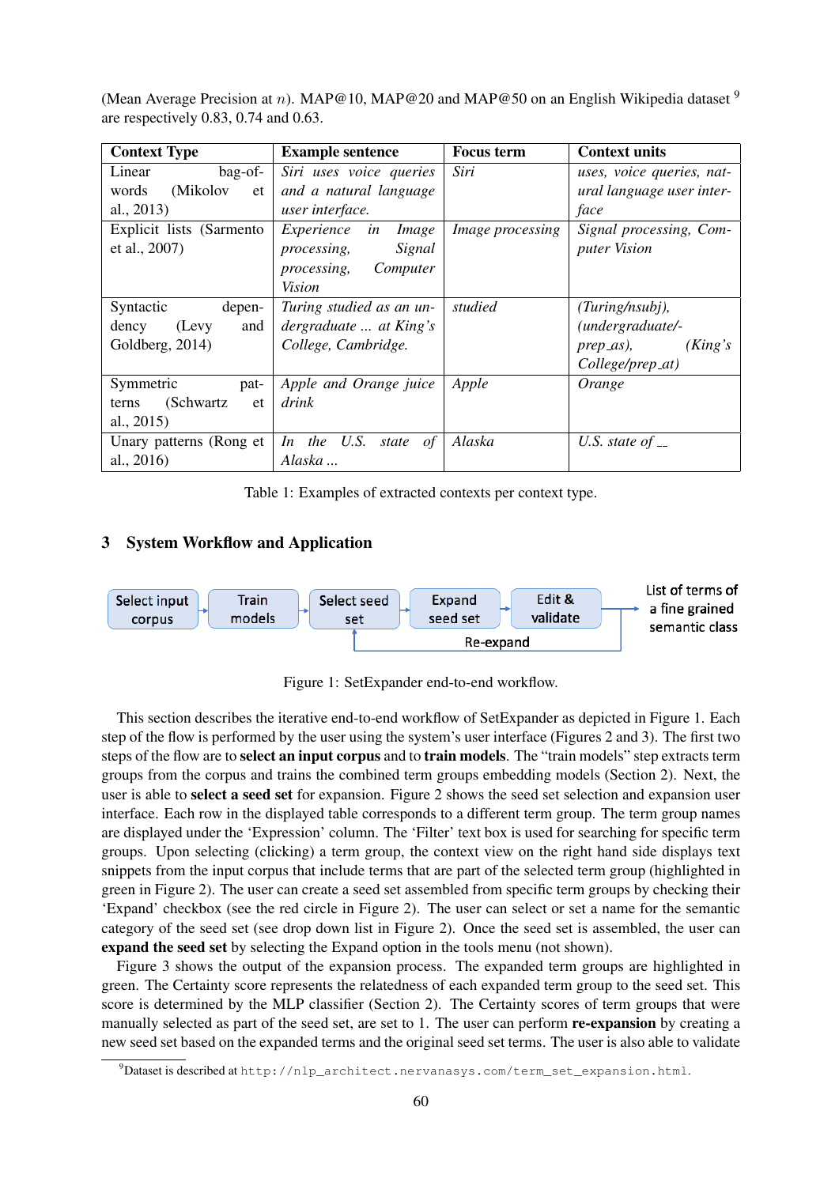(Mean Average Precision at $n$). MAP@10, MAP@20 and MAP@50 on an English Wikipedia dataset [9] are respectively 0.83, 0.74 and 0.63.

| Context Type | Example sentence | Focus term | Context units |
|---|---|---|---|
| Linear bag-of-words (Mikolov et al., 2013) | *Siri uses voice queries and a natural language user interface.* | *Siri* | *uses, voice queries, natural language user interface* |
| Explicit lists (Sarmento et al., 2007) | *Experience in Image processing, Signal processing, Computer Vision* | *Image processing* | *Signal processing, Computer Vision* |
| Syntactic dependency (Levy and Goldberg, 2014) | *Turing studied as an undergraduate ... at King's College, Cambridge.* | *studied* | *(Turing/nsubj), (undergraduate/prep_as), (King's College/prep_at)* |
| Symmetric patterns (Schwartz et al., 2015) | *Apple and Orange juice drink* | *Apple* | *Orange* |
| Unary patterns (Rong et al., 2016) | *In the U.S. state of Alaska ...* | *Alaska* | *U.S. state of __* |

Table 1: Examples of extracted contexts per context type.

## 3 System Workflow and Application

Select input corpus → Train models → Select seed set → Expand seed set → Edit & validate → List of terms of a fine grained semantic class (Re-expand: Edit & validate → Select seed set)

Figure 1: SetExpander end-to-end workflow.

This section describes the iterative end-to-end workflow of SetExpander as depicted in Figure 1. Each step of the flow is performed by the user using the system's user interface (Figures 2 and 3). The first two steps of the flow are to **select an input corpus** and to **train models**. The "train models" step extracts term groups from the corpus and trains the combined term groups embedding models (Section 2). Next, the user is able to **select a seed set** for expansion. Figure 2 shows the seed set selection and expansion user interface. Each row in the displayed table corresponds to a different term group. The term group names are displayed under the 'Expression' column. The 'Filter' text box is used for searching for specific term groups. Upon selecting (clicking) a term group, the context view on the right hand side displays text snippets from the input corpus that include terms that are part of the selected term group (highlighted in green in Figure 2). The user can create a seed set assembled from specific term groups by checking their 'Expand' checkbox (see the red circle in Figure 2). The user can select or set a name for the semantic category of the seed set (see drop down list in Figure 2). Once the seed set is assembled, the user can **expand the seed set** by selecting the Expand option in the tools menu (not shown).

Figure 3 shows the output of the expansion process. The expanded term groups are highlighted in green. The Certainty score represents the relatedness of each expanded term group to the seed set. This score is determined by the MLP classifier (Section 2). The Certainty scores of term groups that were manually selected as part of the seed set, are set to 1. The user can perform **re-expansion** by creating a new seed set based on the expanded terms and the original seed set terms. The user is also able to validate

[9] Dataset is described at http://nlp_architect.nervanasys.com/term_set_expansion.html.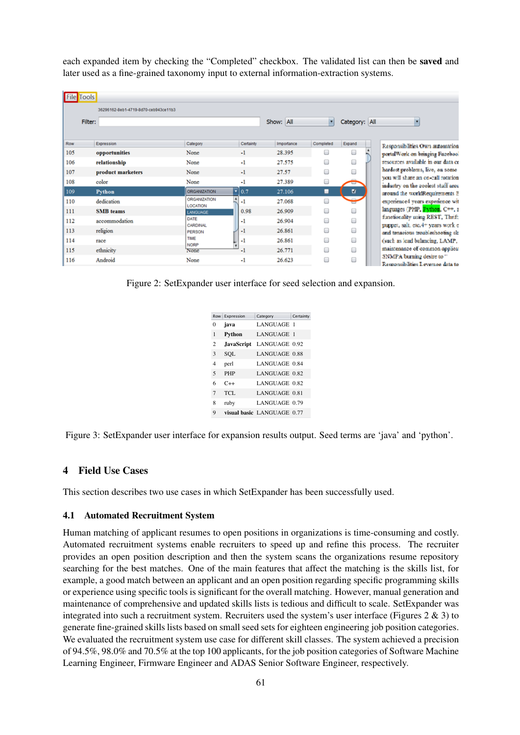each expanded item by checking the "Completed" checkbox. The validated list can then be **saved** and later used as a fine-grained taxonomy input to external information-extraction systems.

Figure 2: SetExpander user interface for seed selection and expansion.

| Row | Expression | Category | Certainty |
|---|---|---|---|
| 0 | **java** | LANGUAGE | 1 |
| 1 | **Python** | LANGUAGE | 1 |
| 2 | **JavaScript** | LANGUAGE | 0.92 |
| 3 | SQL | LANGUAGE | 0.88 |
| 4 | perl | LANGUAGE | 0.84 |
| 5 | PHP | LANGUAGE | 0.82 |
| 6 | C++ | LANGUAGE | 0.82 |
| 7 | TCL | LANGUAGE | 0.81 |
| 8 | ruby | LANGUAGE | 0.79 |
| 9 | **visual basic** | LANGUAGE | 0.77 |

Figure 3: SetExpander user interface for expansion results output. Seed terms are 'java' and 'python'.

## 4 Field Use Cases

This section describes two use cases in which SetExpander has been successfully used.

### 4.1 Automated Recruitment System

Human matching of applicant resumes to open positions in organizations is time-consuming and costly. Automated recruitment systems enable recruiters to speed up and refine this process. The recruiter provides an open position description and then the system scans the organizations resume repository searching for the best matches. One of the main features that affect the matching is the skills list, for example, a good match between an applicant and an open position regarding specific programming skills or experience using specific tools is significant for the overall matching. However, manual generation and maintenance of comprehensive and updated skills lists is tedious and difficult to scale. SetExpander was integrated into such a recruitment system. Recruiters used the system's user interface (Figures 2 & 3) to generate fine-grained skills lists based on small seed sets for eighteen engineering job position categories. We evaluated the recruitment system use case for different skill classes. The system achieved a precision of 94.5%, 98.0% and 70.5% at the top 100 applicants, for the job position categories of Software Machine Learning Engineer, Firmware Engineer and ADAS Senior Software Engineer, respectively.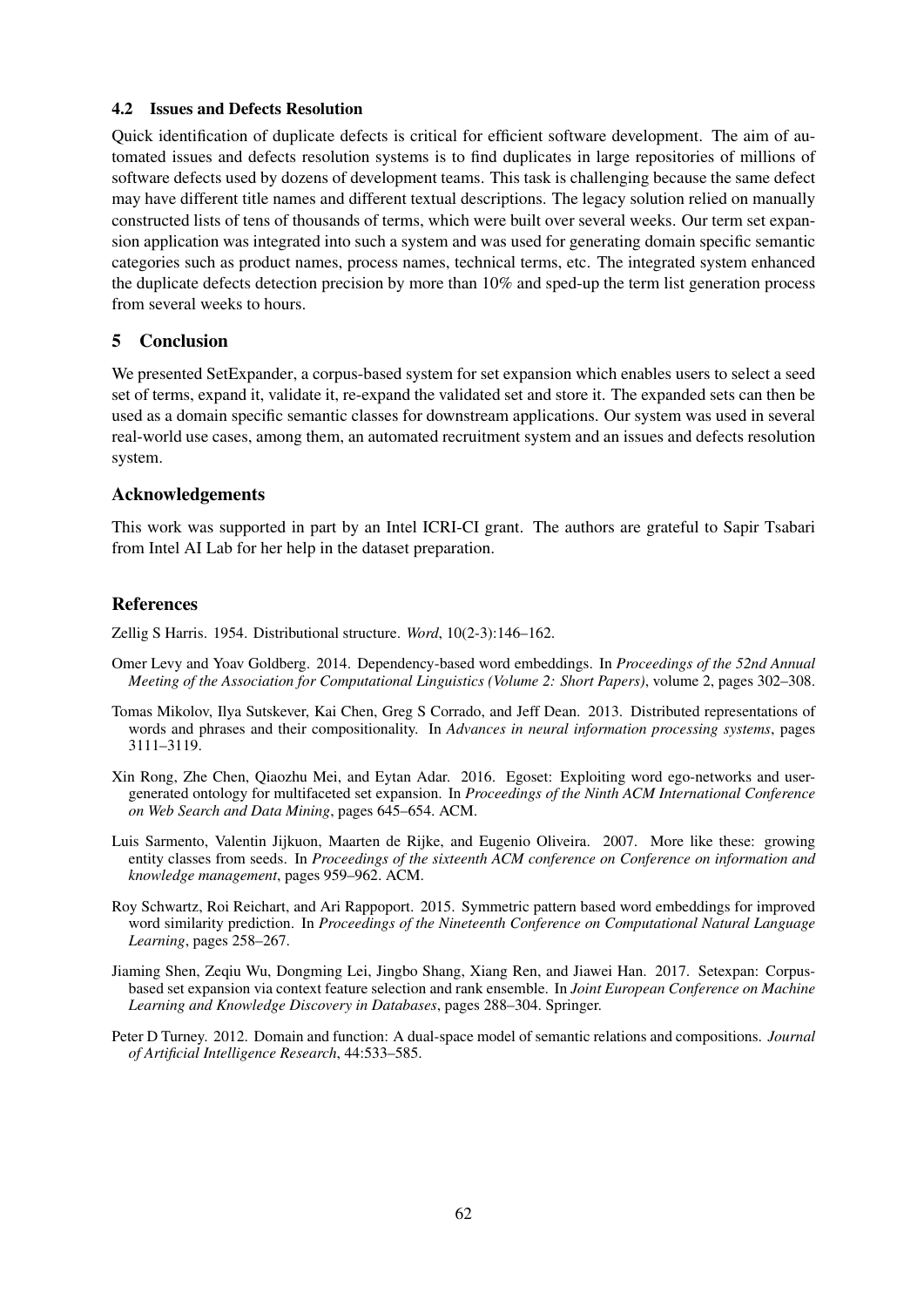### 4.2 Issues and Defects Resolution

Quick identification of duplicate defects is critical for efficient software development. The aim of automated issues and defects resolution systems is to find duplicates in large repositories of millions of software defects used by dozens of development teams. This task is challenging because the same defect may have different title names and different textual descriptions. The legacy solution relied on manually constructed lists of tens of thousands of terms, which were built over several weeks. Our term set expansion application was integrated into such a system and was used for generating domain specific semantic categories such as product names, process names, technical terms, etc. The integrated system enhanced the duplicate defects detection precision by more than 10% and sped-up the term list generation process from several weeks to hours.

## 5 Conclusion

We presented SetExpander, a corpus-based system for set expansion which enables users to select a seed set of terms, expand it, validate it, re-expand the validated set and store it. The expanded sets can then be used as a domain specific semantic classes for downstream applications. Our system was used in several real-world use cases, among them, an automated recruitment system and an issues and defects resolution system.

## Acknowledgements

This work was supported in part by an Intel ICRI-CI grant. The authors are grateful to Sapir Tsabari from Intel AI Lab for her help in the dataset preparation.

## References

Zellig S Harris. 1954. Distributional structure. *Word*, 10(2-3):146–162.

Omer Levy and Yoav Goldberg. 2014. Dependency-based word embeddings. In *Proceedings of the 52nd Annual Meeting of the Association for Computational Linguistics (Volume 2: Short Papers)*, volume 2, pages 302–308.

Tomas Mikolov, Ilya Sutskever, Kai Chen, Greg S Corrado, and Jeff Dean. 2013. Distributed representations of words and phrases and their compositionality. In *Advances in neural information processing systems*, pages 3111–3119.

Xin Rong, Zhe Chen, Qiaozhu Mei, and Eytan Adar. 2016. Egoset: Exploiting word ego-networks and user-generated ontology for multifaceted set expansion. In *Proceedings of the Ninth ACM International Conference on Web Search and Data Mining*, pages 645–654. ACM.

Luis Sarmento, Valentin Jijkuon, Maarten de Rijke, and Eugenio Oliveira. 2007. More like these: growing entity classes from seeds. In *Proceedings of the sixteenth ACM conference on Conference on information and knowledge management*, pages 959–962. ACM.

Roy Schwartz, Roi Reichart, and Ari Rappoport. 2015. Symmetric pattern based word embeddings for improved word similarity prediction. In *Proceedings of the Nineteenth Conference on Computational Natural Language Learning*, pages 258–267.

Jiaming Shen, Zeqiu Wu, Dongming Lei, Jingbo Shang, Xiang Ren, and Jiawei Han. 2017. Setexpan: Corpus-based set expansion via context feature selection and rank ensemble. In *Joint European Conference on Machine Learning and Knowledge Discovery in Databases*, pages 288–304. Springer.

Peter D Turney. 2012. Domain and function: A dual-space model of semantic relations and compositions. *Journal of Artificial Intelligence Research*, 44:533–585.